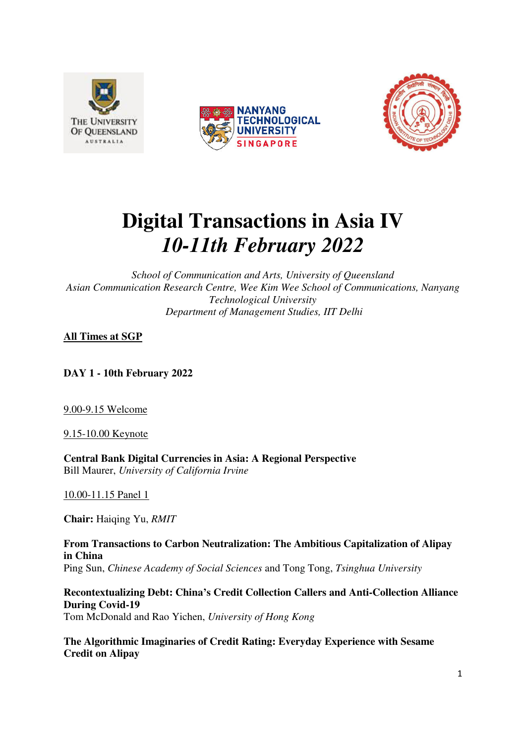# Digital Transactions in Asia IV

## *10-11th February 2022*

*School of Communication and Arts, University of Queensland*
*Asian Communication Research Centre, Wee Kim Wee School of Communications, Nanyang Technological University*
*Department of Management Studies, IIT Delhi*

**All Times at SGP**

**DAY 1 - 10th February 2022**

9.00-9.15 Welcome

9.15-10.00 Keynote

**Central Bank Digital Currencies in Asia: A Regional Perspective**
Bill Maurer, *University of California Irvine*

10.00-11.15 Panel 1

**Chair:** Haiqing Yu, *RMIT*

**From Transactions to Carbon Neutralization: The Ambitious Capitalization of Alipay in China**
Ping Sun, *Chinese Academy of Social Sciences* and Tong Tong, *Tsinghua University*

**Recontextualizing Debt: China's Credit Collection Callers and Anti-Collection Alliance During Covid-19**
Tom McDonald and Rao Yichen, *University of Hong Kong*

**The Algorithmic Imaginaries of Credit Rating: Everyday Experience with Sesame Credit on Alipay**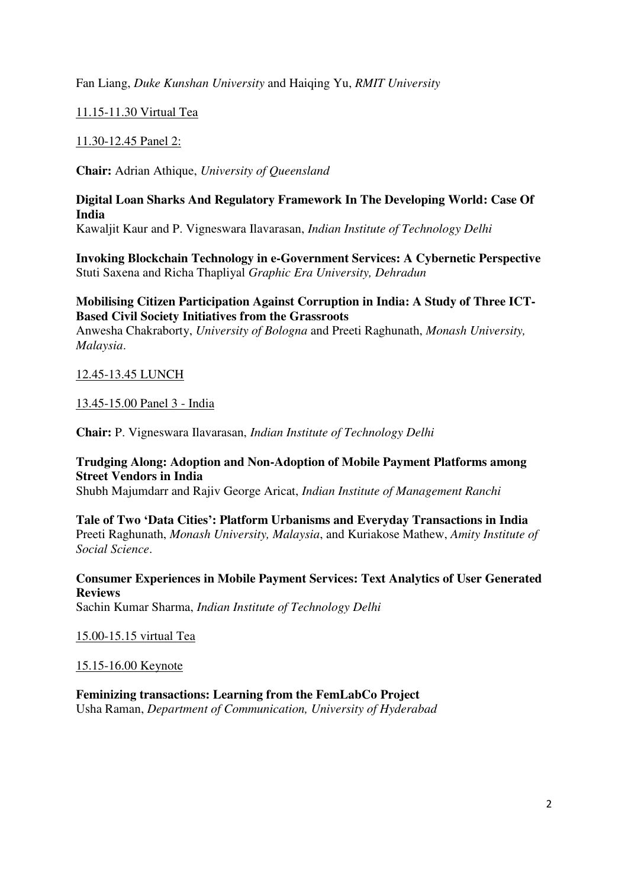Fan Liang, *Duke Kunshan University* and Haiqing Yu, *RMIT University*

11.15-11.30 Virtual Tea

11.30-12.45 Panel 2:

**Chair:** Adrian Athique, *University of Queensland*

**Digital Loan Sharks And Regulatory Framework In The Developing World: Case Of India**
Kawaljit Kaur and P. Vigneswara Ilavarasan, *Indian Institute of Technology Delhi*

**Invoking Blockchain Technology in e-Government Services: A Cybernetic Perspective**
Stuti Saxena and Richa Thapliyal *Graphic Era University, Dehradun*

**Mobilising Citizen Participation Against Corruption in India: A Study of Three ICT-Based Civil Society Initiatives from the Grassroots**
Anwesha Chakraborty, *University of Bologna* and Preeti Raghunath, *Monash University, Malaysia*.

12.45-13.45 LUNCH

13.45-15.00 Panel 3 - India

**Chair:** P. Vigneswara Ilavarasan, *Indian Institute of Technology Delhi*

**Trudging Along: Adoption and Non-Adoption of Mobile Payment Platforms among Street Vendors in India**
Shubh Majumdarr and Rajiv George Aricat, *Indian Institute of Management Ranchi*

**Tale of Two 'Data Cities': Platform Urbanisms and Everyday Transactions in India**
Preeti Raghunath, *Monash University, Malaysia*, and Kuriakose Mathew, *Amity Institute of Social Science*.

**Consumer Experiences in Mobile Payment Services: Text Analytics of User Generated Reviews**
Sachin Kumar Sharma, *Indian Institute of Technology Delhi*

15.00-15.15 virtual Tea

15.15-16.00 Keynote

**Feminizing transactions: Learning from the FemLabCo Project**
Usha Raman, *Department of Communication, University of Hyderabad*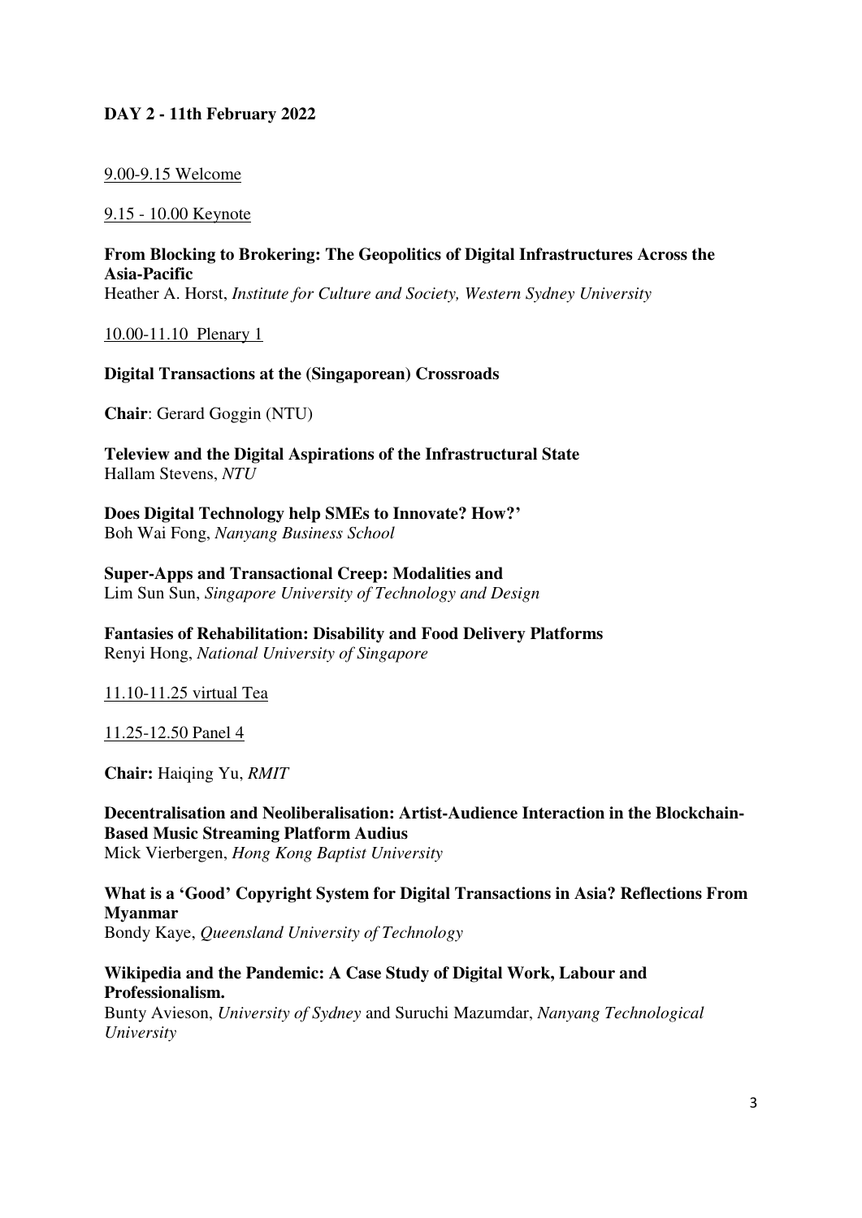## DAY 2 - 11th February 2022

9.00-9.15 Welcome

9.15 - 10.00 Keynote

**From Blocking to Brokering: The Geopolitics of Digital Infrastructures Across the Asia-Pacific**
Heather A. Horst, *Institute for Culture and Society, Western Sydney University*

10.00-11.10 Plenary 1

**Digital Transactions at the (Singaporean) Crossroads**

**Chair**: Gerard Goggin (NTU)

**Teleview and the Digital Aspirations of the Infrastructural State**
Hallam Stevens, *NTU*

**Does Digital Technology help SMEs to Innovate? How?'**
Boh Wai Fong, *Nanyang Business School*

**Super-Apps and Transactional Creep: Modalities and**
Lim Sun Sun, *Singapore University of Technology and Design*

**Fantasies of Rehabilitation: Disability and Food Delivery Platforms**
Renyi Hong, *National University of Singapore*

11.10-11.25 virtual Tea

11.25-12.50 Panel 4

**Chair:** Haiqing Yu, *RMIT*

**Decentralisation and Neoliberalisation: Artist-Audience Interaction in the Blockchain-Based Music Streaming Platform Audius**
Mick Vierbergen, *Hong Kong Baptist University*

**What is a 'Good' Copyright System for Digital Transactions in Asia? Reflections From Myanmar**
Bondy Kaye, *Queensland University of Technology*

**Wikipedia and the Pandemic: A Case Study of Digital Work, Labour and Professionalism.**
Bunty Avieson, *University of Sydney* and Suruchi Mazumdar, *Nanyang Technological University*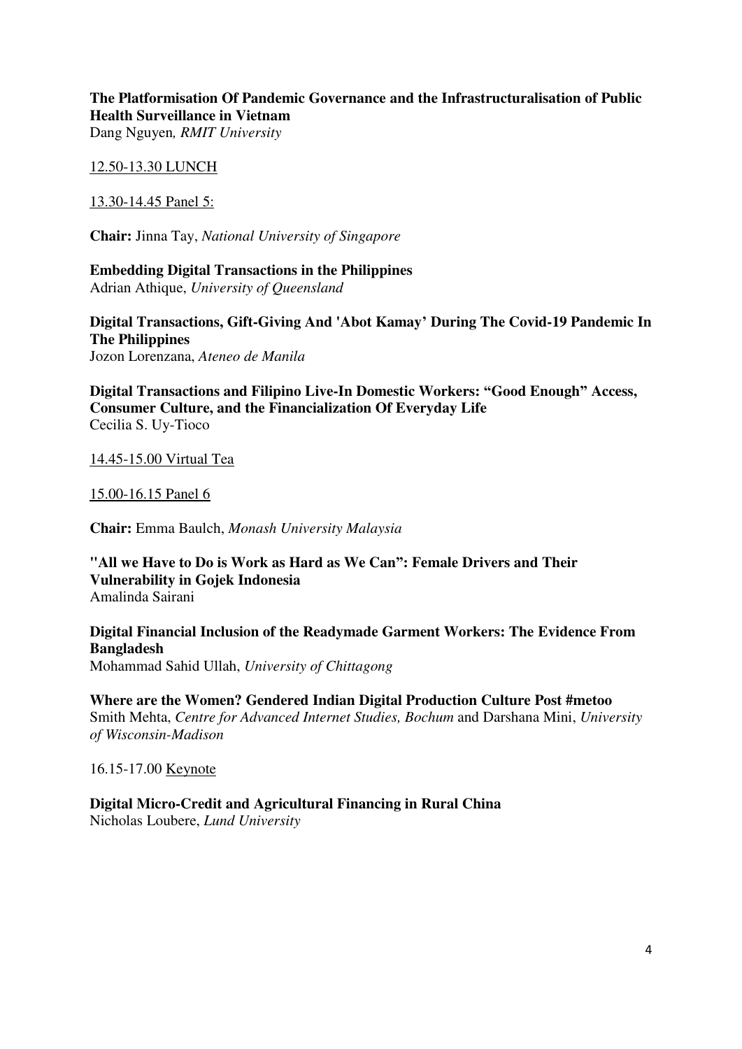**The Platformisation Of Pandemic Governance and the Infrastructuralisation of Public Health Surveillance in Vietnam**
Dang Nguyen*, RMIT University*

12.50-13.30 LUNCH

13.30-14.45 Panel 5:

**Chair:** Jinna Tay, *National University of Singapore*

**Embedding Digital Transactions in the Philippines**
Adrian Athique, *University of Queensland*

**Digital Transactions, Gift-Giving And 'Abot Kamay' During The Covid-19 Pandemic In The Philippines**
Jozon Lorenzana, *Ateneo de Manila*

**Digital Transactions and Filipino Live-In Domestic Workers: "Good Enough" Access, Consumer Culture, and the Financialization Of Everyday Life**
Cecilia S. Uy-Tioco

14.45-15.00 Virtual Tea

15.00-16.15 Panel 6

**Chair:** Emma Baulch, *Monash University Malaysia*

**"All we Have to Do is Work as Hard as We Can": Female Drivers and Their Vulnerability in Gojek Indonesia**
Amalinda Sairani

**Digital Financial Inclusion of the Readymade Garment Workers: The Evidence From Bangladesh**
Mohammad Sahid Ullah, *University of Chittagong*

**Where are the Women? Gendered Indian Digital Production Culture Post #metoo**
Smith Mehta, *Centre for Advanced Internet Studies, Bochum* and Darshana Mini, *University of Wisconsin-Madison*

16.15-17.00 Keynote

**Digital Micro-Credit and Agricultural Financing in Rural China**
Nicholas Loubere, *Lund University*